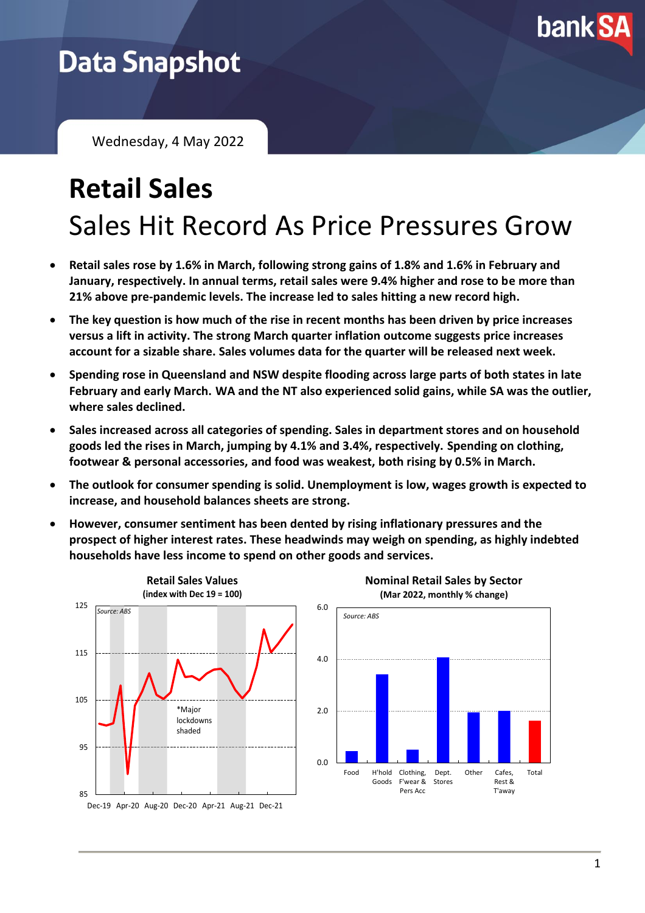# Data Snapshot

Wednesday, 4 May 2022

# Retail Sales

## Sales Hit Record As Price Pressures Grow

- **Retail sales rose by 1.6% in March, following strong gains of 1.8% and 1.6% in February and January, respectively. In annual terms, retail sales were 9.4% higher and rose to be more than 21% above pre-pandemic levels. The increase led to sales hitting a new record high.**
- **The key question is how much of the rise in recent months has been driven by price increases versus a lift in activity. The strong March quarter inflation outcome suggests price increases account for a sizable share. Sales volumes data for the quarter will be released next week.**
- **Spending rose in Queensland and NSW despite flooding across large parts of both states in late February and early March. WA and the NT also experienced solid gains, while SA was the outlier, where sales declined.**
- **Sales increased across all categories of spending. Sales in department stores and on household goods led the rises in March, jumping by 4.1% and 3.4%, respectively. Spending on clothing, footwear & personal accessories, and food was weakest, both rising by 0.5% in March.**
- **The outlook for consumer spending is solid. Unemployment is low, wages growth is expected to increase, and household balances sheets are strong.**
- **However, consumer sentiment has been dented by rising inflationary pressures and the prospect of higher interest rates. These headwinds may weigh on spending, as highly indebted households have less income to spend on other goods and services.**

**Retail Sales Values**
**(index with Dec 19 = 100)**

Source: ABS

*Major lockdowns shaded

**Nominal Retail Sales by Sector**
**(Mar 2022, monthly % change)**

Source: ABS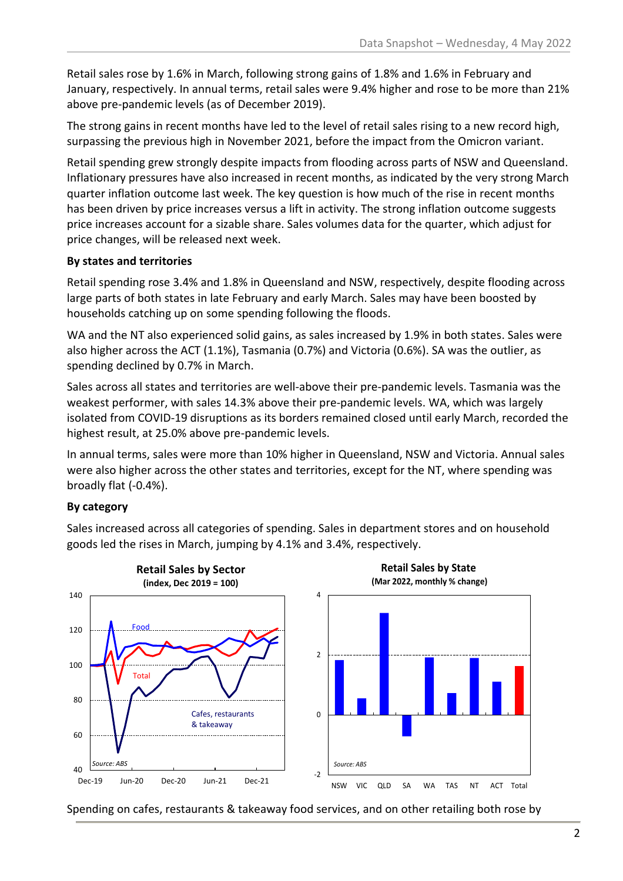Retail sales rose by 1.6% in March, following strong gains of 1.8% and 1.6% in February and January, respectively. In annual terms, retail sales were 9.4% higher and rose to be more than 21% above pre-pandemic levels (as of December 2019).

The strong gains in recent months have led to the level of retail sales rising to a new record high, surpassing the previous high in November 2021, before the impact from the Omicron variant.

Retail spending grew strongly despite impacts from flooding across parts of NSW and Queensland. Inflationary pressures have also increased in recent months, as indicated by the very strong March quarter inflation outcome last week. The key question is how much of the rise in recent months has been driven by price increases versus a lift in activity. The strong inflation outcome suggests price increases account for a sizable share. Sales volumes data for the quarter, which adjust for price changes, will be released next week.

**By states and territories**

Retail spending rose 3.4% and 1.8% in Queensland and NSW, respectively, despite flooding across large parts of both states in late February and early March. Sales may have been boosted by households catching up on some spending following the floods.

WA and the NT also experienced solid gains, as sales increased by 1.9% in both states. Sales were also higher across the ACT (1.1%), Tasmania (0.7%) and Victoria (0.6%). SA was the outlier, as spending declined by 0.7% in March.

Sales across all states and territories are well-above their pre-pandemic levels. Tasmania was the weakest performer, with sales 14.3% above their pre-pandemic levels. WA, which was largely isolated from COVID-19 disruptions as its borders remained closed until early March, recorded the highest result, at 25.0% above pre-pandemic levels.

In annual terms, sales were more than 10% higher in Queensland, NSW and Victoria. Annual sales were also higher across the other states and territories, except for the NT, where spending was broadly flat (-0.4%).

**By category**

Sales increased across all categories of spending. Sales in department stores and on household goods led the rises in March, jumping by 4.1% and 3.4%, respectively.

**Retail Sales by Sector**
**(index, Dec 2019 = 100)**

**Retail Sales by State**
**(Mar 2022, monthly % change)**

Spending on cafes, restaurants & takeaway food services, and on other retailing both rose by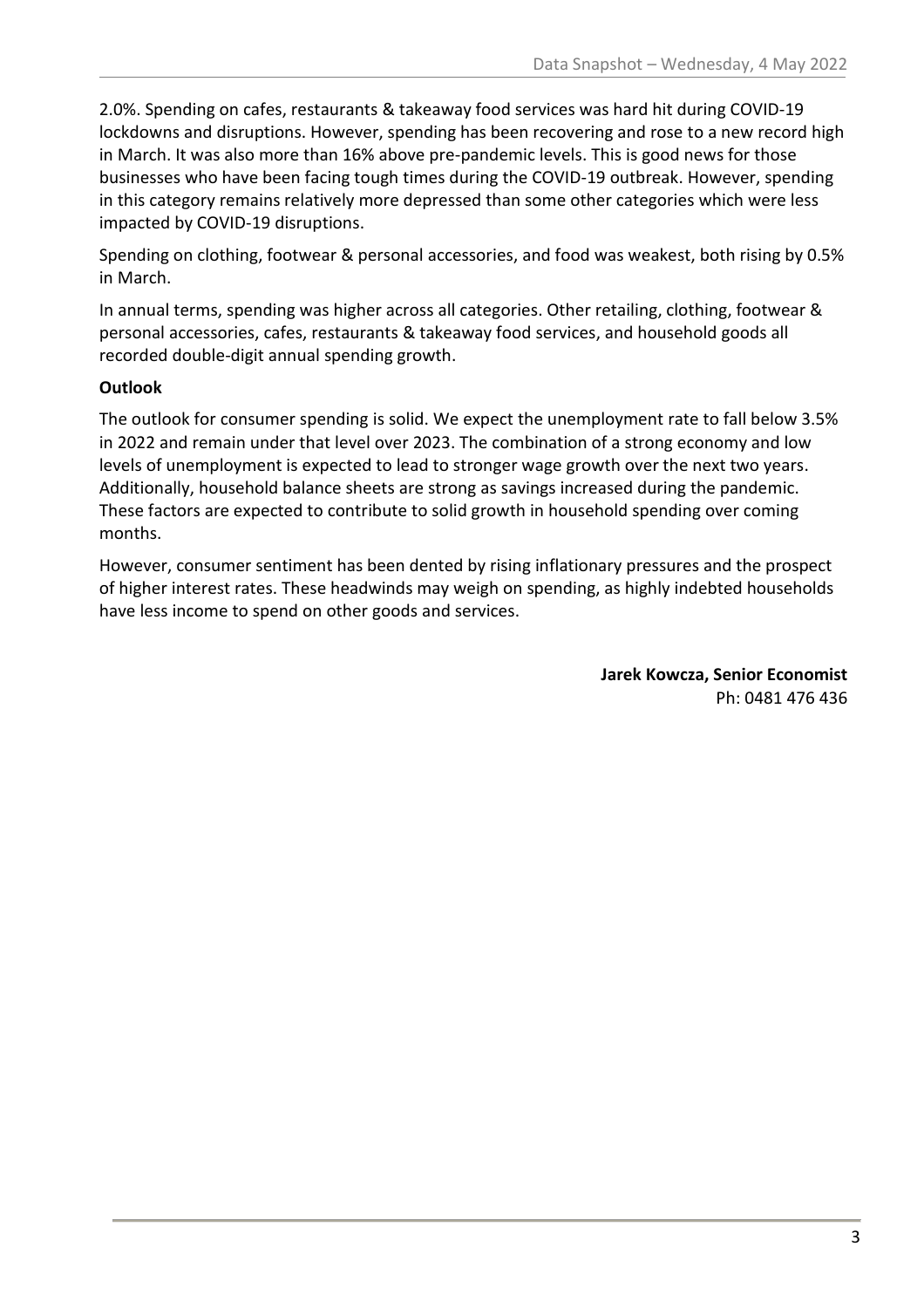2.0%. Spending on cafes, restaurants & takeaway food services was hard hit during COVID-19 lockdowns and disruptions. However, spending has been recovering and rose to a new record high in March. It was also more than 16% above pre-pandemic levels. This is good news for those businesses who have been facing tough times during the COVID-19 outbreak. However, spending in this category remains relatively more depressed than some other categories which were less impacted by COVID-19 disruptions.

Spending on clothing, footwear & personal accessories, and food was weakest, both rising by 0.5% in March.

In annual terms, spending was higher across all categories. Other retailing, clothing, footwear & personal accessories, cafes, restaurants & takeaway food services, and household goods all recorded double-digit annual spending growth.

**Outlook**

The outlook for consumer spending is solid. We expect the unemployment rate to fall below 3.5% in 2022 and remain under that level over 2023. The combination of a strong economy and low levels of unemployment is expected to lead to stronger wage growth over the next two years. Additionally, household balance sheets are strong as savings increased during the pandemic. These factors are expected to contribute to solid growth in household spending over coming months.

However, consumer sentiment has been dented by rising inflationary pressures and the prospect of higher interest rates. These headwinds may weigh on spending, as highly indebted households have less income to spend on other goods and services.

**Jarek Kowcza, Senior Economist**
Ph: 0481 476 436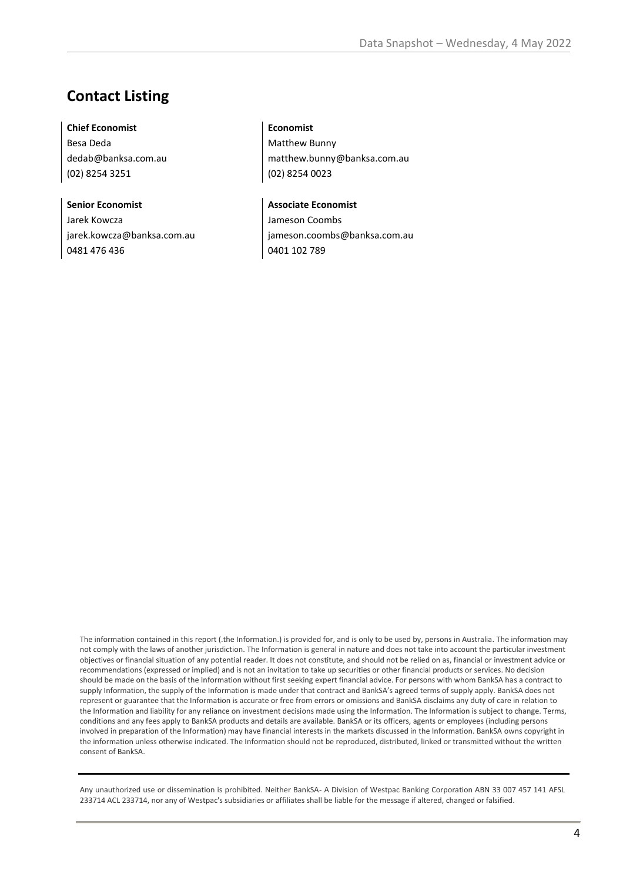## Contact Listing

**Chief Economist**
Besa Deda
dedab@banksa.com.au
(02) 8254 3251

**Economist**
Matthew Bunny
matthew.bunny@banksa.com.au
(02) 8254 0023

**Senior Economist**
Jarek Kowcza
jarek.kowcza@banksa.com.au
0481 476 436

**Associate Economist**
Jameson Coombs
jameson.coombs@banksa.com.au
0401 102 789

The information contained in this report (.the Information.) is provided for, and is only to be used by, persons in Australia. The information may not comply with the laws of another jurisdiction. The Information is general in nature and does not take into account the particular investment objectives or financial situation of any potential reader. It does not constitute, and should not be relied on as, financial or investment advice or recommendations (expressed or implied) and is not an invitation to take up securities or other financial products or services. No decision should be made on the basis of the Information without first seeking expert financial advice. For persons with whom BankSA has a contract to supply Information, the supply of the Information is made under that contract and BankSA's agreed terms of supply apply. BankSA does not represent or guarantee that the Information is accurate or free from errors or omissions and BankSA disclaims any duty of care in relation to the Information and liability for any reliance on investment decisions made using the Information. The Information is subject to change. Terms, conditions and any fees apply to BankSA products and details are available. BankSA or its officers, agents or employees (including persons involved in preparation of the Information) may have financial interests in the markets discussed in the Information. BankSA owns copyright in the information unless otherwise indicated. The Information should not be reproduced, distributed, linked or transmitted without the written consent of BankSA.

Any unauthorized use or dissemination is prohibited. Neither BankSA- A Division of Westpac Banking Corporation ABN 33 007 457 141 AFSL 233714 ACL 233714, nor any of Westpac's subsidiaries or affiliates shall be liable for the message if altered, changed or falsified.